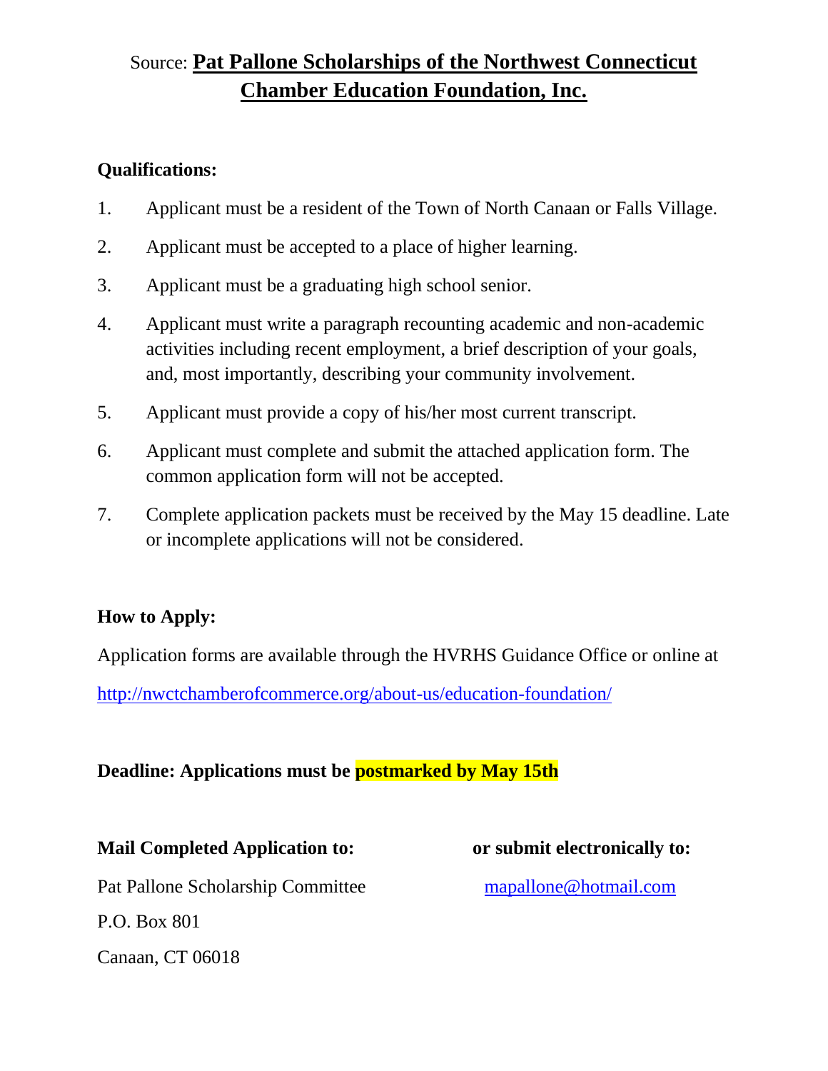Source: **Pat Pallone Scholarships of the Northwest Connecticut Chamber Education Foundation, Inc.**

**Qualifications:**

1. Applicant must be a resident of the Town of North Canaan or Falls Village.
2. Applicant must be accepted to a place of higher learning.
3. Applicant must be a graduating high school senior.
4. Applicant must write a paragraph recounting academic and non-academic activities including recent employment, a brief description of your goals, and, most importantly, describing your community involvement.
5. Applicant must provide a copy of his/her most current transcript.
6. Applicant must complete and submit the attached application form. The common application form will not be accepted.
7. Complete application packets must be received by the May 15 deadline. Late or incomplete applications will not be considered.

**How to Apply:**

Application forms are available through the HVRHS Guidance Office or online at

http://nwctchamberofcommerce.org/about-us/education-foundation/

**Deadline: Applications must be postmarked by May 15th**

**Mail Completed Application to:**

Pat Pallone Scholarship Committee

P.O. Box 801

Canaan, CT 06018

**or submit electronically to:**

mapallone@hotmail.com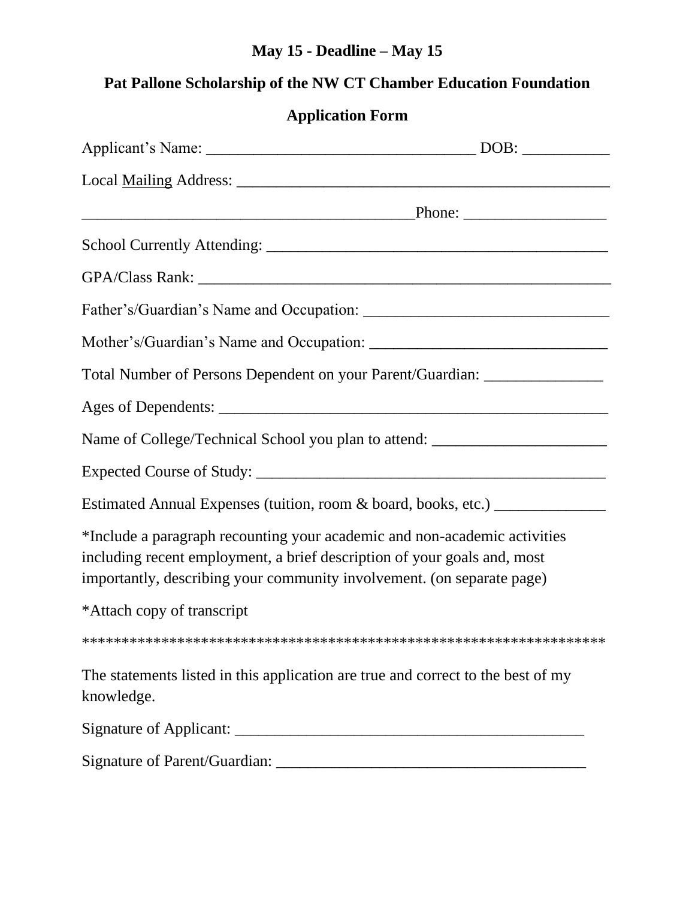**May 15 - Deadline – May 15**

## Pat Pallone Scholarship of the NW CT Chamber Education Foundation

## Application Form

Applicant's Name: _________________________________ DOB: ___________

Local Mailing Address: _______________________________________________

__________________________________________Phone: __________________

School Currently Attending: ___________________________________________

GPA/Class Rank: ____________________________________________________

Father's/Guardian's Name and Occupation: _______________________________

Mother's/Guardian's Name and Occupation: ______________________________

Total Number of Persons Dependent on your Parent/Guardian: _______________

Ages of Dependents: _________________________________________________

Name of College/Technical School you plan to attend: ______________________

Expected Course of Study: _____________________________________________

Estimated Annual Expenses (tuition, room & board, books, etc.) ______________

*Include a paragraph recounting your academic and non-academic activities including recent employment, a brief description of your goals and, most importantly, describing your community involvement. (on separate page)

*Attach copy of transcript

******************************************************************

The statements listed in this application are true and correct to the best of my knowledge.

Signature of Applicant: _____________________________________________

Signature of Parent/Guardian: _______________________________________